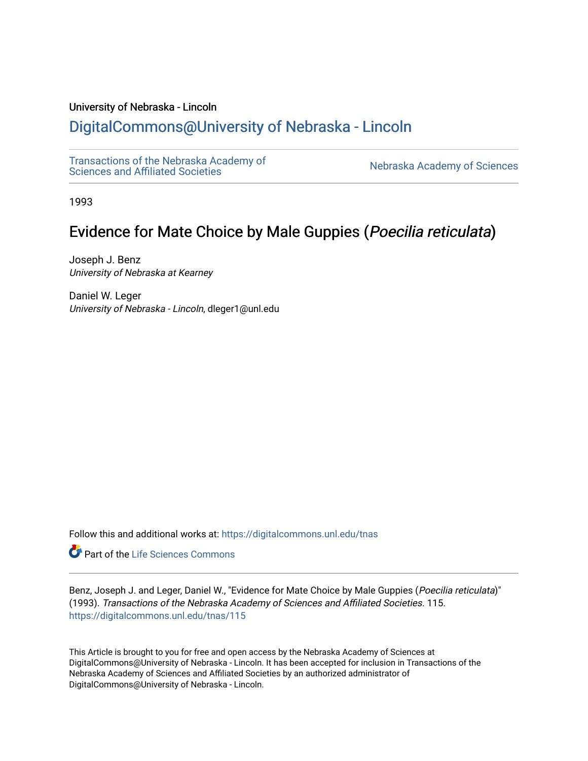University of Nebraska - Lincoln

DigitalCommons@University of Nebraska - Lincoln

Transactions of the Nebraska Academy of Sciences and Affiliated Societies

Nebraska Academy of Sciences

1993

# Evidence for Mate Choice by Male Guppies (*Poecilia reticulata*)

Joseph J. Benz
*University of Nebraska at Kearney*

Daniel W. Leger
*University of Nebraska - Lincoln*, dleger1@unl.edu

Follow this and additional works at: https://digitalcommons.unl.edu/tnas

Part of the Life Sciences Commons

Benz, Joseph J. and Leger, Daniel W., "Evidence for Mate Choice by Male Guppies (*Poecilia reticulata*)" (1993). *Transactions of the Nebraska Academy of Sciences and Affiliated Societies*. 115.
https://digitalcommons.unl.edu/tnas/115

This Article is brought to you for free and open access by the Nebraska Academy of Sciences at DigitalCommons@University of Nebraska - Lincoln. It has been accepted for inclusion in Transactions of the Nebraska Academy of Sciences and Affiliated Societies by an authorized administrator of DigitalCommons@University of Nebraska - Lincoln.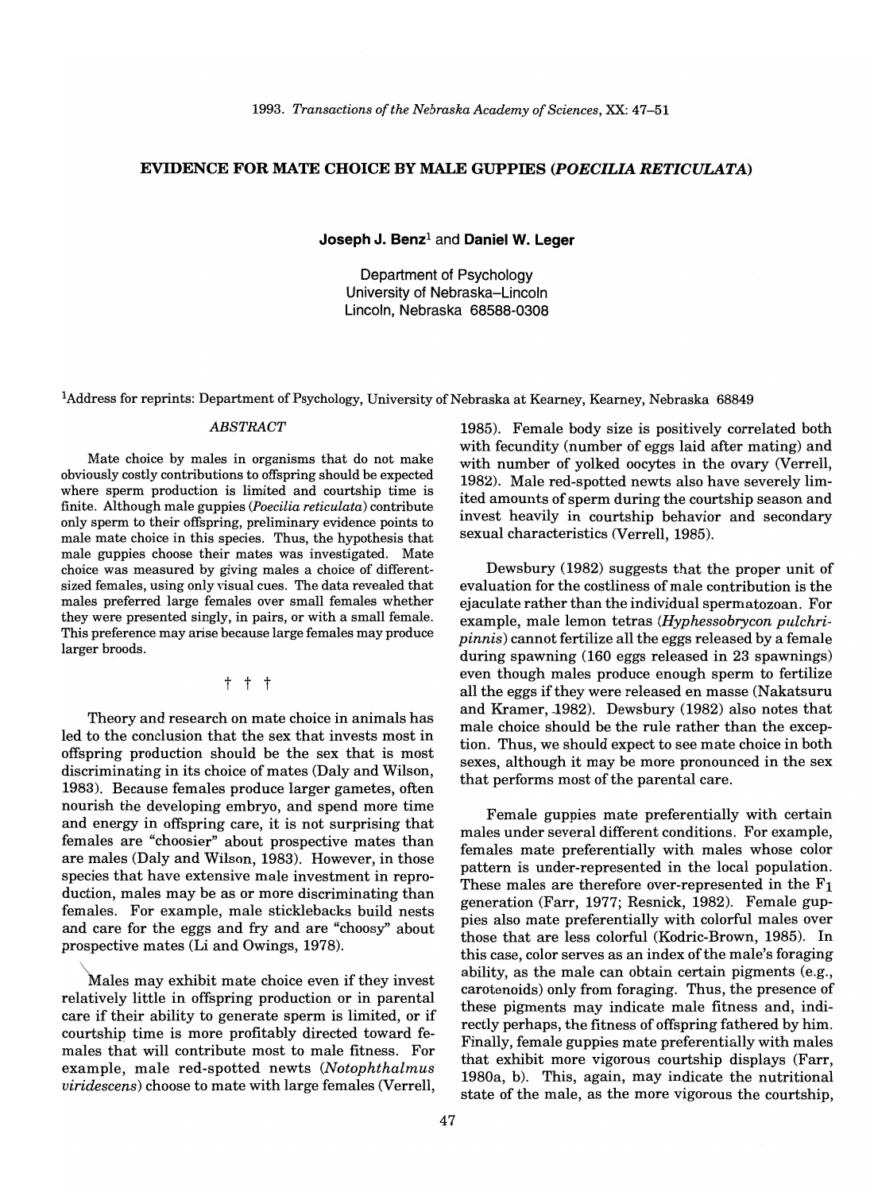1993. *Transactions of the Nebraska Academy of Sciences*, XX: 47–51

# EVIDENCE FOR MATE CHOICE BY MALE GUPPIES (*POECILIA RETICULATA*)

**Joseph J. Benz**[1] and **Daniel W. Leger**

Department of Psychology
University of Nebraska–Lincoln
Lincoln, Nebraska 68588-0308

[1]Address for reprints: Department of Psychology, University of Nebraska at Kearney, Kearney, Nebraska 68849

## *ABSTRACT*

Mate choice by males in organisms that do not make obviously costly contributions to offspring should be expected where sperm production is limited and courtship time is finite. Although male guppies (*Poecilia reticulata*) contribute only sperm to their offspring, preliminary evidence points to male mate choice in this species. Thus, the hypothesis that male guppies choose their mates was investigated. Mate choice was measured by giving males a choice of different-sized females, using only visual cues. The data revealed that males preferred large females over small females whether they were presented singly, in pairs, or with a small female. This preference may arise because large females may produce larger broods.

† † †

Theory and research on mate choice in animals has led to the conclusion that the sex that invests most in offspring production should be the sex that is most discriminating in its choice of mates (Daly and Wilson, 1983). Because females produce larger gametes, often nourish the developing embryo, and spend more time and energy in offspring care, it is not surprising that females are "choosier" about prospective mates than are males (Daly and Wilson, 1983). However, in those species that have extensive male investment in reproduction, males may be as or more discriminating than females. For example, male sticklebacks build nests and care for the eggs and fry and are "choosy" about prospective mates (Li and Owings, 1978).

Males may exhibit mate choice even if they invest relatively little in offspring production or in parental care if their ability to generate sperm is limited, or if courtship time is more profitably directed toward females that will contribute most to male fitness. For example, male red-spotted newts (*Notophthalmus viridescens*) choose to mate with large females (Verrell, 1985). Female body size is positively correlated both with fecundity (number of eggs laid after mating) and with number of yolked oocytes in the ovary (Verrell, 1982). Male red-spotted newts also have severely limited amounts of sperm during the courtship season and invest heavily in courtship behavior and secondary sexual characteristics (Verrell, 1985).

Dewsbury (1982) suggests that the proper unit of evaluation for the costliness of male contribution is the ejaculate rather than the individual spermatozoan. For example, male lemon tetras (*Hyphessobrycon pulchripinnis*) cannot fertilize all the eggs released by a female during spawning (160 eggs released in 23 spawnings) even though males produce enough sperm to fertilize all the eggs if they were released en masse (Nakatsuru and Kramer, 1982). Dewsbury (1982) also notes that male choice should be the rule rather than the exception. Thus, we should expect to see mate choice in both sexes, although it may be more pronounced in the sex that performs most of the parental care.

Female guppies mate preferentially with certain males under several different conditions. For example, females mate preferentially with males whose color pattern is under-represented in the local population. These males are therefore over-represented in the $F_1$ generation (Farr, 1977; Resnick, 1982). Female guppies also mate preferentially with colorful males over those that are less colorful (Kodric-Brown, 1985). In this case, color serves as an index of the male's foraging ability, as the male can obtain certain pigments (e.g., carotenoids) only from foraging. Thus, the presence of these pigments may indicate male fitness and, indirectly perhaps, the fitness of offspring fathered by him. Finally, female guppies mate preferentially with males that exhibit more vigorous courtship displays (Farr, 1980a, b). This, again, may indicate the nutritional state of the male, as the more vigorous the courtship,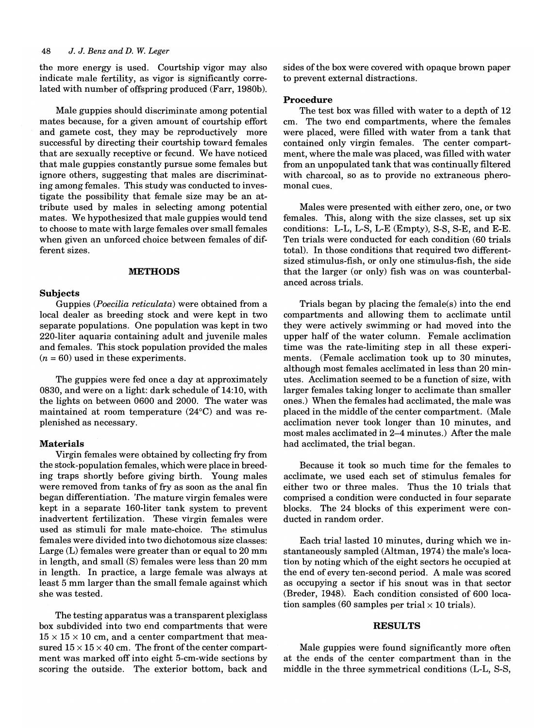the more energy is used. Courtship vigor may also indicate male fertility, as vigor is significantly correlated with number of offspring produced (Farr, 1980b).

Male guppies should discriminate among potential mates because, for a given amount of courtship effort and gamete cost, they may be reproductively more successful by directing their courtship toward females that are sexually receptive or fecund. We have noticed that male guppies constantly pursue some females but ignore others, suggesting that males are discriminating among females. This study was conducted to investigate the possibility that female size may be an attribute used by males in selecting among potential mates. We hypothesized that male guppies would tend to choose to mate with large females over small females when given an unforced choice between females of different sizes.

## METHODS

### Subjects

Guppies (*Poecilia reticulata*) were obtained from a local dealer as breeding stock and were kept in two separate populations. One population was kept in two 220-liter aquaria containing adult and juvenile males and females. This stock population provided the males ($n = 60$) used in these experiments.

The guppies were fed once a day at approximately 0830, and were on a light: dark schedule of 14:10, with the lights on between 0600 and 2000. The water was maintained at room temperature (24°C) and was replenished as necessary.

### Materials

Virgin females were obtained by collecting fry from the stock-population females, which were place in breeding traps shortly before giving birth. Young males were removed from tanks of fry as soon as the anal fin began differentiation. The mature virgin females were kept in a separate 160-liter tank system to prevent inadvertent fertilization. These virgin females were used as stimuli for male mate-choice. The stimulus females were divided into two dichotomous size classes: Large (L) females were greater than or equal to 20 mm in length, and small (S) females were less than 20 mm in length. In practice, a large female was always at least 5 mm larger than the small female against which she was tested.

The testing apparatus was a transparent plexiglass box subdivided into two end compartments that were $15 \times 15 \times 10$ cm, and a center compartment that measured $15 \times 15 \times 40$ cm. The front of the center compartment was marked off into eight 5-cm-wide sections by scoring the outside. The exterior bottom, back and sides of the box were covered with opaque brown paper to prevent external distractions.

### Procedure

The test box was filled with water to a depth of 12 cm. The two end compartments, where the females were placed, were filled with water from a tank that contained only virgin females. The center compartment, where the male was placed, was filled with water from an unpopulated tank that was continually filtered with charcoal, so as to provide no extraneous pheromonal cues.

Males were presented with either zero, one, or two females. This, along with the size classes, set up six conditions: L-L, L-S, L-E (Empty), S-S, S-E, and E-E. Ten trials were conducted for each condition (60 trials total). In those conditions that required two different-sized stimulus-fish, or only one stimulus-fish, the side that the larger (or only) fish was on was counterbalanced across trials.

Trials began by placing the female(s) into the end compartments and allowing them to acclimate until they were actively swimming or had moved into the upper half of the water column. Female acclimation time was the rate-limiting step in all these experiments. (Female acclimation took up to 30 minutes, although most females acclimated in less than 20 minutes. Acclimation seemed to be a function of size, with larger females taking longer to acclimate than smaller ones.) When the females had acclimated, the male was placed in the middle of the center compartment. (Male acclimation never took longer than 10 minutes, and most males acclimated in 2–4 minutes.) After the male had acclimated, the trial began.

Because it took so much time for the females to acclimate, we used each set of stimulus females for either two or three males. Thus the 10 trials that comprised a condition were conducted in four separate blocks. The 24 blocks of this experiment were conducted in random order.

Each trial lasted 10 minutes, during which we instantaneously sampled (Altman, 1974) the male's location by noting which of the eight sectors he occupied at the end of every ten-second period. A male was scored as occupying a sector if his snout was in that sector (Breder, 1948). Each condition consisted of 600 location samples (60 samples per trial $\times$ 10 trials).

## RESULTS

Male guppies were found significantly more often at the ends of the center compartment than in the middle in the three symmetrical conditions (L-L, S-S,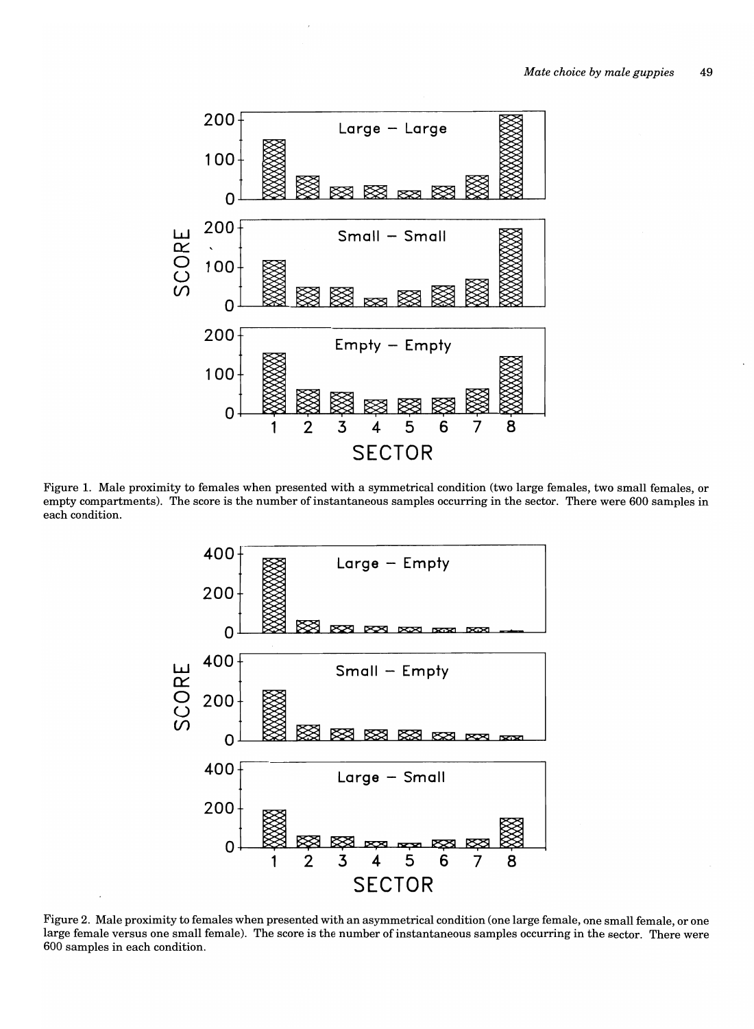Figure 1. Male proximity to females when presented with a symmetrical condition (two large females, two small females, or empty compartments). The score is the number of instantaneous samples occurring in the sector. There were 600 samples in each condition.

Figure 2. Male proximity to females when presented with an asymmetrical condition (one large female, one small female, or one large female versus one small female). The score is the number of instantaneous samples occurring in the sector. There were 600 samples in each condition.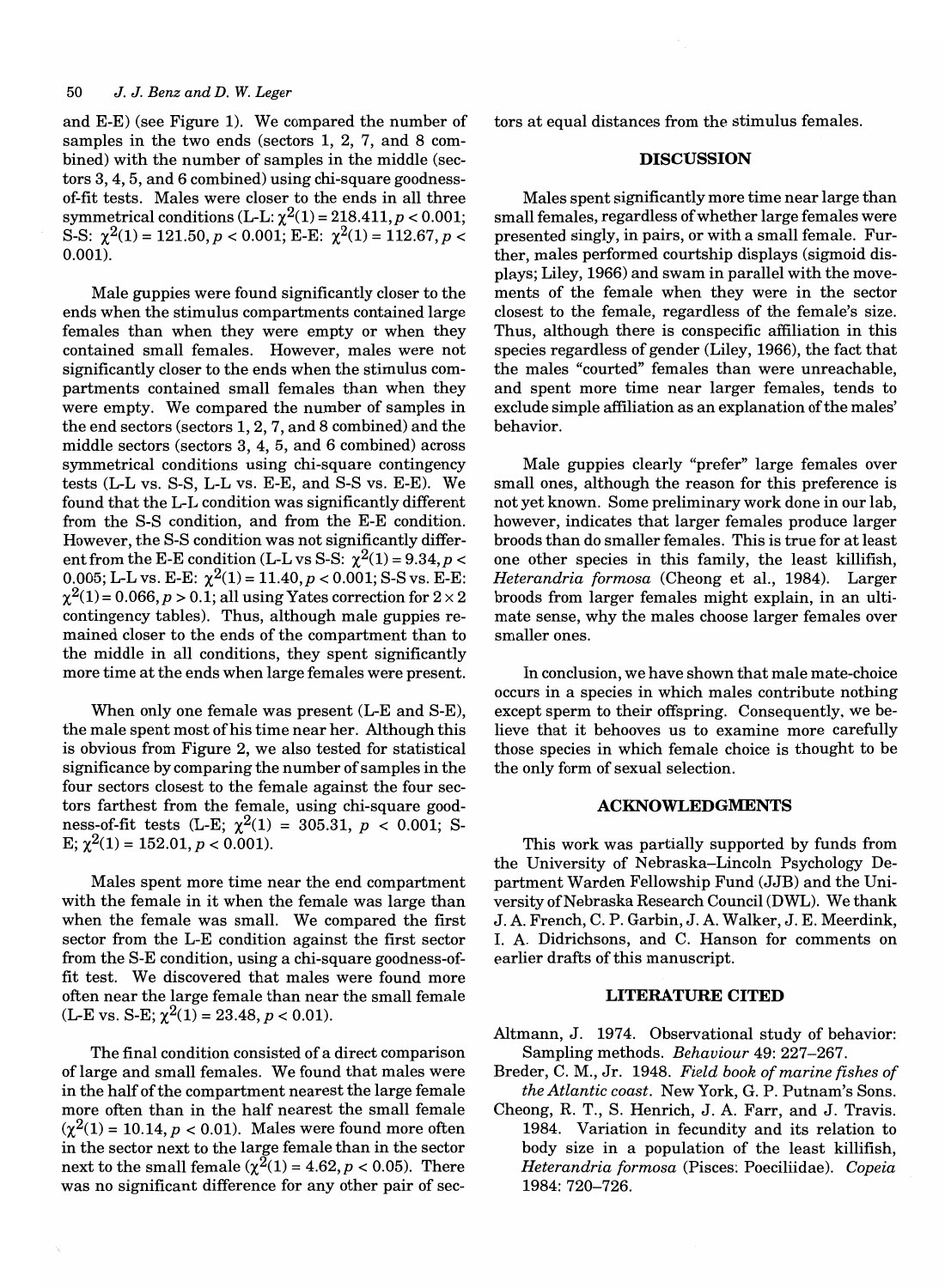and E-E) (see Figure 1). We compared the number of samples in the two ends (sectors 1, 2, 7, and 8 combined) with the number of samples in the middle (sectors 3, 4, 5, and 6 combined) using chi-square goodness-of-fit tests. Males were closer to the ends in all three symmetrical conditions (L-L: $\chi^2(1) = 218.411, p < 0.001$; S-S: $\chi^2(1) = 121.50, p < 0.001$; E-E: $\chi^2(1) = 112.67, p < 0.001$).

Male guppies were found significantly closer to the ends when the stimulus compartments contained large females than when they were empty or when they contained small females. However, males were not significantly closer to the ends when the stimulus compartments contained small females than when they were empty. We compared the number of samples in the end sectors (sectors 1, 2, 7, and 8 combined) and the middle sectors (sectors 3, 4, 5, and 6 combined) across symmetrical conditions using chi-square contingency tests (L-L vs. S-S, L-L vs. E-E, and S-S vs. E-E). We found that the L-L condition was significantly different from the S-S condition, and from the E-E condition. However, the S-S condition was not significantly different from the E-E condition (L-L vs S-S: $\chi^2(1) = 9.34, p < 0.005$; L-L vs. E-E: $\chi^2(1) = 11.40, p < 0.001$; S-S vs. E-E: $\chi^2(1) = 0.066, p > 0.1$; all using Yates correction for $2 \times 2$ contingency tables). Thus, although male guppies remained closer to the ends of the compartment than to the middle in all conditions, they spent significantly more time at the ends when large females were present.

When only one female was present (L-E and S-E), the male spent most of his time near her. Although this is obvious from Figure 2, we also tested for statistical significance by comparing the number of samples in the four sectors closest to the female against the four sectors farthest from the female, using chi-square goodness-of-fit tests (L-E; $\chi^2(1) = 305.31, p < 0.001$; S-E; $\chi^2(1) = 152.01, p < 0.001$).

Males spent more time near the end compartment with the female in it when the female was large than when the female was small. We compared the first sector from the L-E condition against the first sector from the S-E condition, using a chi-square goodness-of-fit test. We discovered that males were found more often near the large female than near the small female (L-E vs. S-E; $\chi^2(1) = 23.48, p < 0.01$).

The final condition consisted of a direct comparison of large and small females. We found that males were in the half of the compartment nearest the large female more often than in the half nearest the small female ($\chi^2(1) = 10.14, p < 0.01$). Males were found more often in the sector next to the large female than in the sector next to the small female ($\chi^2(1) = 4.62, p < 0.05$). There was no significant difference for any other pair of sectors at equal distances from the stimulus females.

## DISCUSSION

Males spent significantly more time near large than small females, regardless of whether large females were presented singly, in pairs, or with a small female. Further, males performed courtship displays (sigmoid displays; Liley, 1966) and swam in parallel with the movements of the female when they were in the sector closest to the female, regardless of the female's size. Thus, although there is conspecific affiliation in this species regardless of gender (Liley, 1966), the fact that the males "courted" females than were unreachable, and spent more time near larger females, tends to exclude simple affiliation as an explanation of the males' behavior.

Male guppies clearly "prefer" large females over small ones, although the reason for this preference is not yet known. Some preliminary work done in our lab, however, indicates that larger females produce larger broods than do smaller females. This is true for at least one other species in this family, the least killifish, *Heterandria formosa* (Cheong et al., 1984). Larger broods from larger females might explain, in an ultimate sense, why the males choose larger females over smaller ones.

In conclusion, we have shown that male mate-choice occurs in a species in which males contribute nothing except sperm to their offspring. Consequently, we believe that it behooves us to examine more carefully those species in which female choice is thought to be the only form of sexual selection.

## ACKNOWLEDGMENTS

This work was partially supported by funds from the University of Nebraska–Lincoln Psychology Department Warden Fellowship Fund (JJB) and the University of Nebraska Research Council (DWL). We thank J. A. French, C. P. Garbin, J. A. Walker, J. E. Meerdink, I. A. Didrichsons, and C. Hanson for comments on earlier drafts of this manuscript.

## LITERATURE CITED

Altmann, J. 1974. Observational study of behavior: Sampling methods. *Behaviour* 49: 227–267.

Breder, C. M., Jr. 1948. *Field book of marine fishes of the Atlantic coast*. New York, G. P. Putnam's Sons.

Cheong, R. T., S. Henrich, J. A. Farr, and J. Travis. 1984. Variation in fecundity and its relation to body size in a population of the least killifish, *Heterandria formosa* (Pisces: Poeciliidae). *Copeia* 1984: 720–726.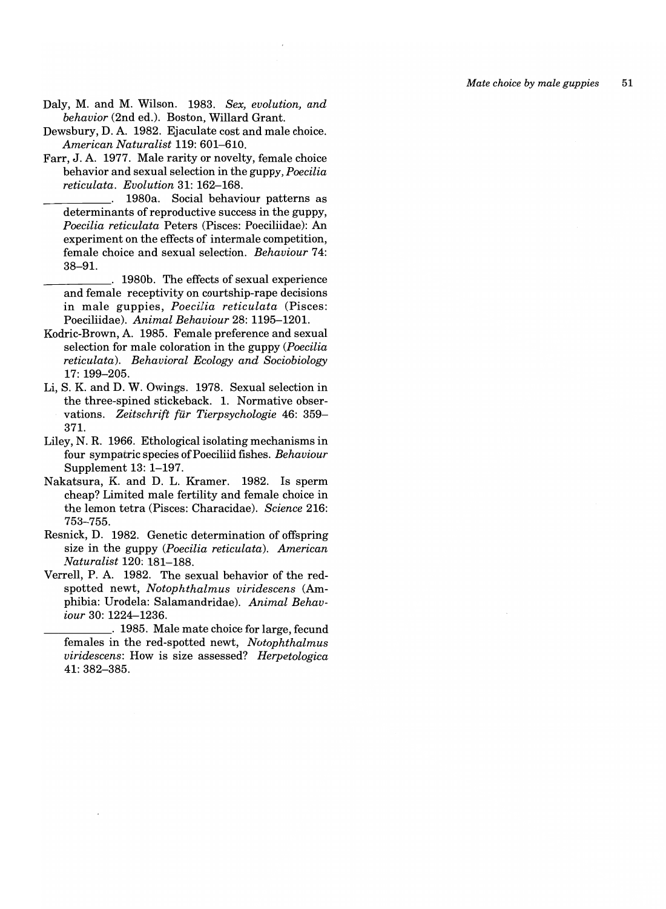Daly, M. and M. Wilson. 1983. *Sex, evolution, and behavior* (2nd ed.). Boston, Willard Grant.

Dewsbury, D. A. 1982. Ejaculate cost and male choice. *American Naturalist* 119: 601–610.

Farr, J. A. 1977. Male rarity or novelty, female choice behavior and sexual selection in the guppy, *Poecilia reticulata*. *Evolution* 31: 162–168.

__________. 1980a. Social behaviour patterns as determinants of reproductive success in the guppy, *Poecilia reticulata* Peters (Pisces: Poeciliidae): An experiment on the effects of intermale competition, female choice and sexual selection. *Behaviour* 74: 38–91.

__________. 1980b. The effects of sexual experience and female receptivity on courtship-rape decisions in male guppies, *Poecilia reticulata* (Pisces: Poeciliidae). *Animal Behaviour* 28: 1195–1201.

Kodric-Brown, A. 1985. Female preference and sexual selection for male coloration in the guppy (*Poecilia reticulata*). *Behavioral Ecology and Sociobiology* 17: 199–205.

Li, S. K. and D. W. Owings. 1978. Sexual selection in the three-spined stickeback. 1. Normative observations. *Zeitschrift für Tierpsychologie* 46: 359–371.

Liley, N. R. 1966. Ethological isolating mechanisms in four sympatric species of Poeciliid fishes. *Behaviour* Supplement 13: 1–197.

Nakatsura, K. and D. L. Kramer. 1982. Is sperm cheap? Limited male fertility and female choice in the lemon tetra (Pisces: Characidae). *Science* 216: 753–755.

Resnick, D. 1982. Genetic determination of offspring size in the guppy (*Poecilia reticulata*). *American Naturalist* 120: 181–188.

Verrell, P. A. 1982. The sexual behavior of the red-spotted newt, *Notophthalmus viridescens* (Amphibia: Urodela: Salamandridae). *Animal Behaviour* 30: 1224–1236.

__________. 1985. Male mate choice for large, fecund females in the red-spotted newt, *Notophthalmus viridescens*: How is size assessed? *Herpetologica* 41: 382–385.